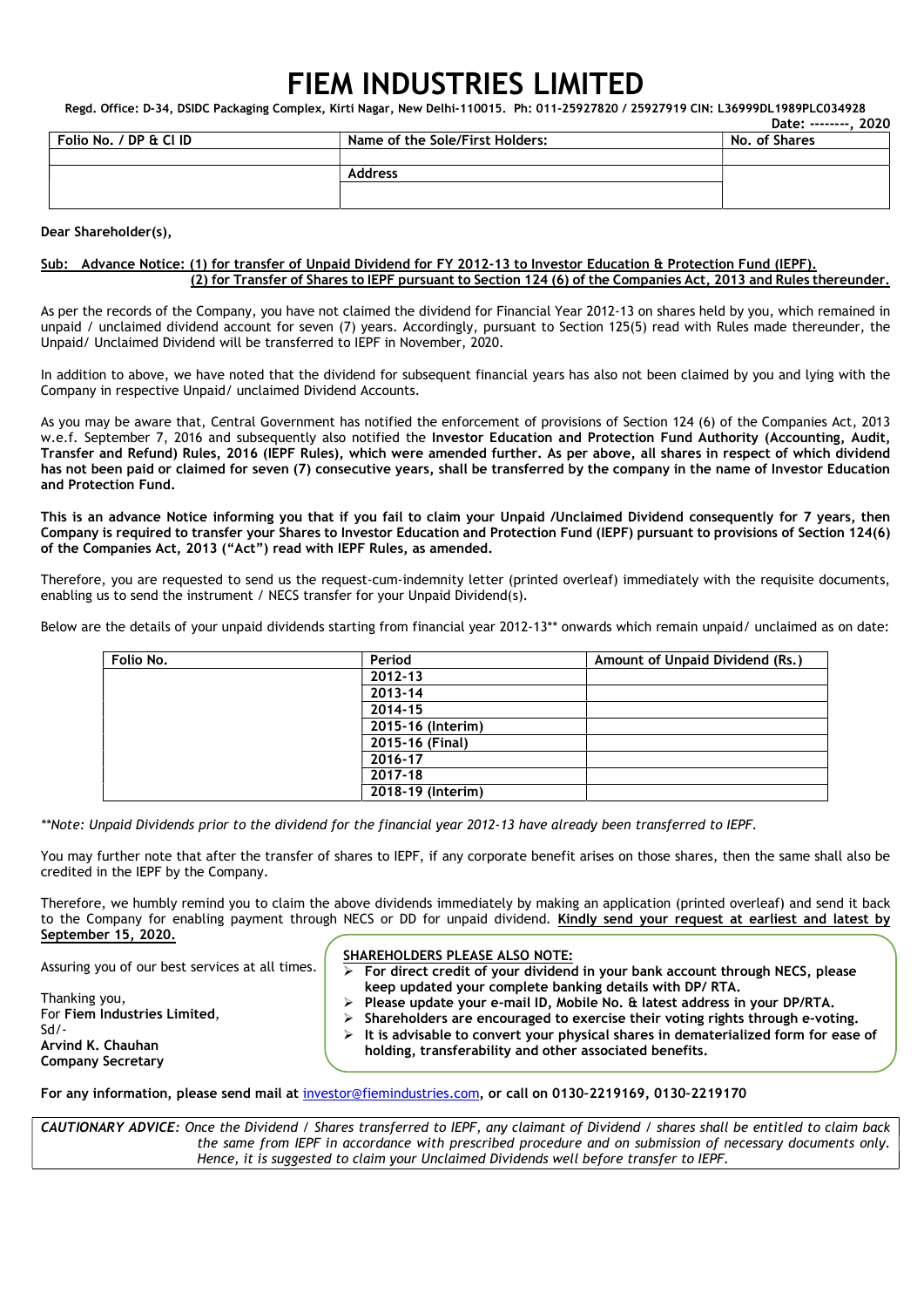# FIEM INDUSTRIES LIMITED

**Regd. Office: D-34, DSIDC Packaging Complex, Kirti Nagar, New Delhi-110015. Ph: 011-25927820 / 25927919 CIN: L36999DL1989PLC034928**

**Date: --------, 2020**

| Folio No. / DP & Cl ID | Name of the Sole/First Holders: | No. of Shares |
|---|---|---|
| | | |
| | Address | |
| | | |

**Dear Shareholder(s),**

**Sub: Advance Notice: (1) for transfer of Unpaid Dividend for FY 2012-13 to Investor Education & Protection Fund (IEPF). (2) for Transfer of Shares to IEPF pursuant to Section 124 (6) of the Companies Act, 2013 and Rules thereunder.**

As per the records of the Company, you have not claimed the dividend for Financial Year 2012-13 on shares held by you, which remained in unpaid / unclaimed dividend account for seven (7) years. Accordingly, pursuant to Section 125(5) read with Rules made thereunder, the Unpaid/ Unclaimed Dividend will be transferred to IEPF in November, 2020.

In addition to above, we have noted that the dividend for subsequent financial years has also not been claimed by you and lying with the Company in respective Unpaid/ unclaimed Dividend Accounts.

As you may be aware that, Central Government has notified the enforcement of provisions of Section 124 (6) of the Companies Act, 2013 w.e.f. September 7, 2016 and subsequently also notified the **Investor Education and Protection Fund Authority (Accounting, Audit, Transfer and Refund) Rules, 2016 (IEPF Rules), which were amended further. As per above, all shares in respect of which dividend has not been paid or claimed for seven (7) consecutive years, shall be transferred by the company in the name of Investor Education and Protection Fund.**

**This is an advance Notice informing you that if you fail to claim your Unpaid /Unclaimed Dividend consequently for 7 years, then Company is required to transfer your Shares to Investor Education and Protection Fund (IEPF) pursuant to provisions of Section 124(6) of the Companies Act, 2013 ("Act") read with IEPF Rules, as amended.**

Therefore, you are requested to send us the request-cum-indemnity letter (printed overleaf) immediately with the requisite documents, enabling us to send the instrument / NECS transfer for your Unpaid Dividend(s).

Below are the details of your unpaid dividends starting from financial year 2012-13** onwards which remain unpaid/ unclaimed as on date:

| Folio No. | Period | Amount of Unpaid Dividend (Rs.) |
|---|---|---|
| | 2012-13 | |
| | 2013-14 | |
| | 2014-15 | |
| | 2015-16 (Interim) | |
| | 2015-16 (Final) | |
| | 2016-17 | |
| | 2017-18 | |
| | 2018-19 (Interim) | |

*\*\*Note: Unpaid Dividends prior to the dividend for the financial year 2012-13 have already been transferred to IEPF.*

You may further note that after the transfer of shares to IEPF, if any corporate benefit arises on those shares, then the same shall also be credited in the IEPF by the Company.

Therefore, we humbly remind you to claim the above dividends immediately by making an application (printed overleaf) and send it back to the Company for enabling payment through NECS or DD for unpaid dividend. **Kindly send your request at earliest and latest by September 15, 2020.**

Assuring you of our best services at all times.

Thanking you,
For **Fiem Industries Limited**,
Sd/-
**Arvind K. Chauhan**
**Company Secretary**

**SHAREHOLDERS PLEASE ALSO NOTE:**

- **For direct credit of your dividend in your bank account through NECS, please keep updated your complete banking details with DP/ RTA.**
- **Please update your e-mail ID, Mobile No. & latest address in your DP/RTA.**
- **Shareholders are encouraged to exercise their voting rights through e-voting.**
- **It is advisable to convert your physical shares in dematerialized form for ease of holding, transferability and other associated benefits.**

**For any information, please send mail at investor@fiemindustries.com, or call on 0130-2219169, 0130-2219170**

***CAUTIONARY ADVICE:*** *Once the Dividend / Shares transferred to IEPF, any claimant of Dividend / shares shall be entitled to claim back the same from IEPF in accordance with prescribed procedure and on submission of necessary documents only. Hence, it is suggested to claim your Unclaimed Dividends well before transfer to IEPF.*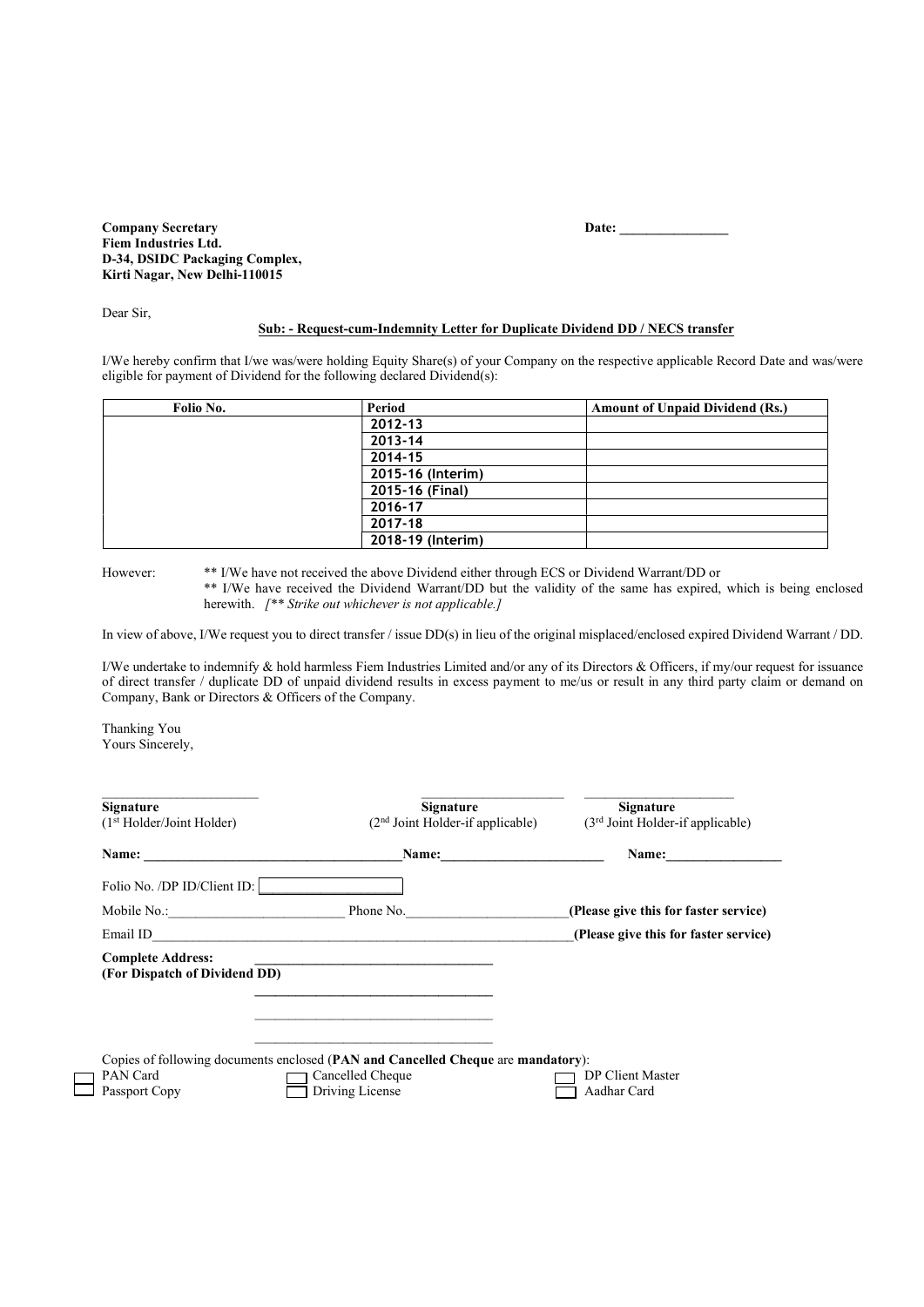**Company Secretary**
**Fiem Industries Ltd.**
**D-34, DSIDC Packaging Complex,**
**Kirti Nagar, New Delhi-110015**

**Date: _______________**

Dear Sir,

**Sub: - Request-cum-Indemnity Letter for Duplicate Dividend DD / NECS transfer**

I/We hereby confirm that I/we was/were holding Equity Share(s) of your Company on the respective applicable Record Date and was/were eligible for payment of Dividend for the following declared Dividend(s):

| Folio No. | Period | Amount of Unpaid Dividend (Rs.) |
|---|---|---|
| | 2012-13 | |
| | 2013-14 | |
| | 2014-15 | |
| | 2015-16 (Interim) | |
| | 2015-16 (Final) | |
| | 2016-17 | |
| | 2017-18 | |
| | 2018-19 (Interim) | |

However: ** I/We have not received the above Dividend either through ECS or Dividend Warrant/DD or
** I/We have received the Dividend Warrant/DD but the validity of the same has expired, which is being enclosed herewith. *[** Strike out whichever is not applicable.]*

In view of above, I/We request you to direct transfer / issue DD(s) in lieu of the original misplaced/enclosed expired Dividend Warrant / DD.

I/We undertake to indemnify & hold harmless Fiem Industries Limited and/or any of its Directors & Officers, if my/our request for issuance of direct transfer / duplicate DD of unpaid dividend results in excess payment to me/us or result in any third party claim or demand on Company, Bank or Directors & Officers of the Company.

Thanking You
Yours Sincerely,

| ______________________ | ______________________ | ______________________ |
|---|---|---|
| **Signature** (1st Holder/Joint Holder) | **Signature** (2nd Joint Holder-if applicable) | **Signature** (3rd Joint Holder-if applicable) |
| **Name:** ______________________ | **Name:** ______________________ | **Name:** ______________________ |

Folio No. /DP ID/Client ID: ____________________

Mobile No.:_________________________ Phone No._______________________ **(Please give this for faster service)**

Email ID_____________________________________________________________ **(Please give this for faster service)**

**Complete Address:**
**(For Dispatch of Dividend DD)** ___________________________________

___________________________________

___________________________________

___________________________________

Copies of following documents enclosed (**PAN and Cancelled Cheque** are **mandatory**):

- [ ] PAN Card
- [ ] Cancelled Cheque
- [ ] DP Client Master
- [ ] Passport Copy
- [ ] Driving License
- [ ] Aadhar Card